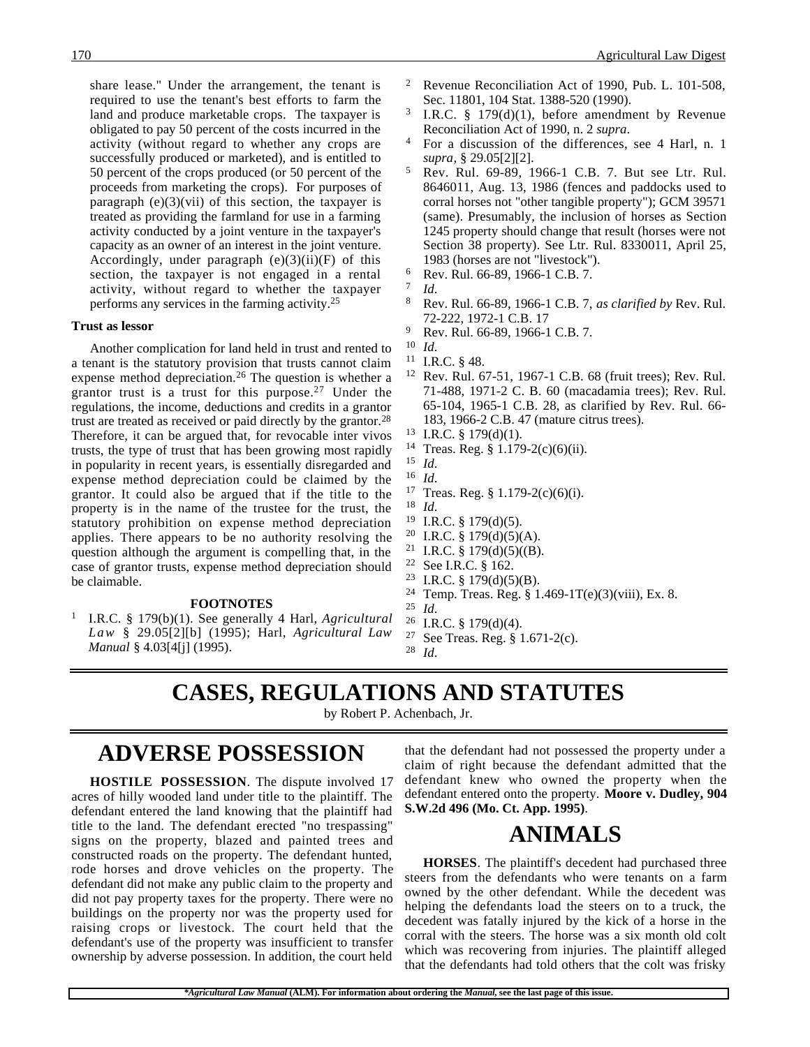share lease." Under the arrangement, the tenant is required to use the tenant's best efforts to farm the land and produce marketable crops. The taxpayer is obligated to pay 50 percent of the costs incurred in the activity (without regard to whether any crops are successfully produced or marketed), and is entitled to 50 percent of the crops produced (or 50 percent of the proceeds from marketing the crops). For purposes of paragraph (e)(3)(vii) of this section, the taxpayer is treated as providing the farmland for use in a farming activity conducted by a joint venture in the taxpayer's capacity as an owner of an interest in the joint venture. Accordingly, under paragraph (e)(3)(ii)(F) of this section, the taxpayer is not engaged in a rental activity, without regard to whether the taxpayer performs any services in the farming activity.[25]

**Trust as lessor**

Another complication for land held in trust and rented to a tenant is the statutory provision that trusts cannot claim expense method depreciation.[26] The question is whether a grantor trust is a trust for this purpose.[27] Under the regulations, the income, deductions and credits in a grantor trust are treated as received or paid directly by the grantor.[28] Therefore, it can be argued that, for revocable inter vivos trusts, the type of trust that has been growing most rapidly in popularity in recent years, is essentially disregarded and expense method depreciation could be claimed by the grantor. It could also be argued that if the title to the property is in the name of the trustee for the trust, the statutory prohibition on expense method depreciation applies. There appears to be no authority resolving the question although the argument is compelling that, in the case of grantor trusts, expense method depreciation should be claimable.

**FOOTNOTES**

[1] I.R.C. § 179(b)(1). See generally 4 Harl, *Agricultural Law* § 29.05[2][b] (1995); Harl, *Agricultural Law Manual* § 4.03[4[j] (1995).

[2] Revenue Reconciliation Act of 1990, Pub. L. 101-508, Sec. 11801, 104 Stat. 1388-520 (1990).

[3] I.R.C. § 179(d)(1), before amendment by Revenue Reconciliation Act of 1990, n. 2 *supra*.

[4] For a discussion of the differences, see 4 Harl, n. 1 *supra*, § 29.05[2][2].

[5] Rev. Rul. 69-89, 1966-1 C.B. 7. But see Ltr. Rul. 8646011, Aug. 13, 1986 (fences and paddocks used to corral horses not "other tangible property"); GCM 39571 (same). Presumably, the inclusion of horses as Section 1245 property should change that result (horses were not Section 38 property). See Ltr. Rul. 8330011, April 25, 1983 (horses are not "livestock").

[6] Rev. Rul. 66-89, 1966-1 C.B. 7.

[7] *Id*.

[8] Rev. Rul. 66-89, 1966-1 C.B. 7, *as clarified by* Rev. Rul. 72-222, 1972-1 C.B. 17

[9] Rev. Rul. 66-89, 1966-1 C.B. 7.

[10] *Id*.

[11] I.R.C. § 48.

[12] Rev. Rul. 67-51, 1967-1 C.B. 68 (fruit trees); Rev. Rul. 71-488, 1971-2 C. B. 60 (macadamia trees); Rev. Rul. 65-104, 1965-1 C.B. 28, as clarified by Rev. Rul. 66-183, 1966-2 C.B. 47 (mature citrus trees).

[13] I.R.C. § 179(d)(1).

[14] Treas. Reg. § 1.179-2(c)(6)(ii).

[15] *Id*.

[16] *Id*.

[17] Treas. Reg. § 1.179-2(c)(6)(i).

[18] *Id*.

[19] I.R.C. § 179(d)(5).

[20] I.R.C. § 179(d)(5)(A).

[21] I.R.C. § 179(d)(5)((B).

[22] See I.R.C. § 162.

[23] I.R.C. § 179(d)(5)(B).

[24] Temp. Treas. Reg. § 1.469-1T(e)(3)(viii), Ex. 8.

[25] *Id*.

[26] I.R.C. § 179(d)(4).

[27] See Treas. Reg. § 1.671-2(c).

[28] *Id*.

# CASES, REGULATIONS AND STATUTES

by Robert P. Achenbach, Jr.

## ADVERSE POSSESSION

**HOSTILE POSSESSION**. The dispute involved 17 acres of hilly wooded land under title to the plaintiff. The defendant entered the land knowing that the plaintiff had title to the land. The defendant erected "no trespassing" signs on the property, blazed and painted trees and constructed roads on the property. The defendant hunted, rode horses and drove vehicles on the property. The defendant did not make any public claim to the property and did not pay property taxes for the property. There were no buildings on the property nor was the property used for raising crops or livestock. The court held that the defendant's use of the property was insufficient to transfer ownership by adverse possession. In addition, the court held that the defendant had not possessed the property under a claim of right because the defendant admitted that the defendant knew who owned the property when the defendant entered onto the property. **Moore v. Dudley, 904 S.W.2d 496 (Mo. Ct. App. 1995)**.

## ANIMALS

**HORSES**. The plaintiff's decedent had purchased three steers from the defendants who were tenants on a farm owned by the other defendant. While the decedent was helping the defendants load the steers on to a truck, the decedent was fatally injured by the kick of a horse in the corral with the steers. The horse was a six month old colt which was recovering from injuries. The plaintiff alleged that the defendants had told others that the colt was frisky

**Agricultural Law Manual* (ALM). For information about ordering the *Manual*, see the last page of this issue.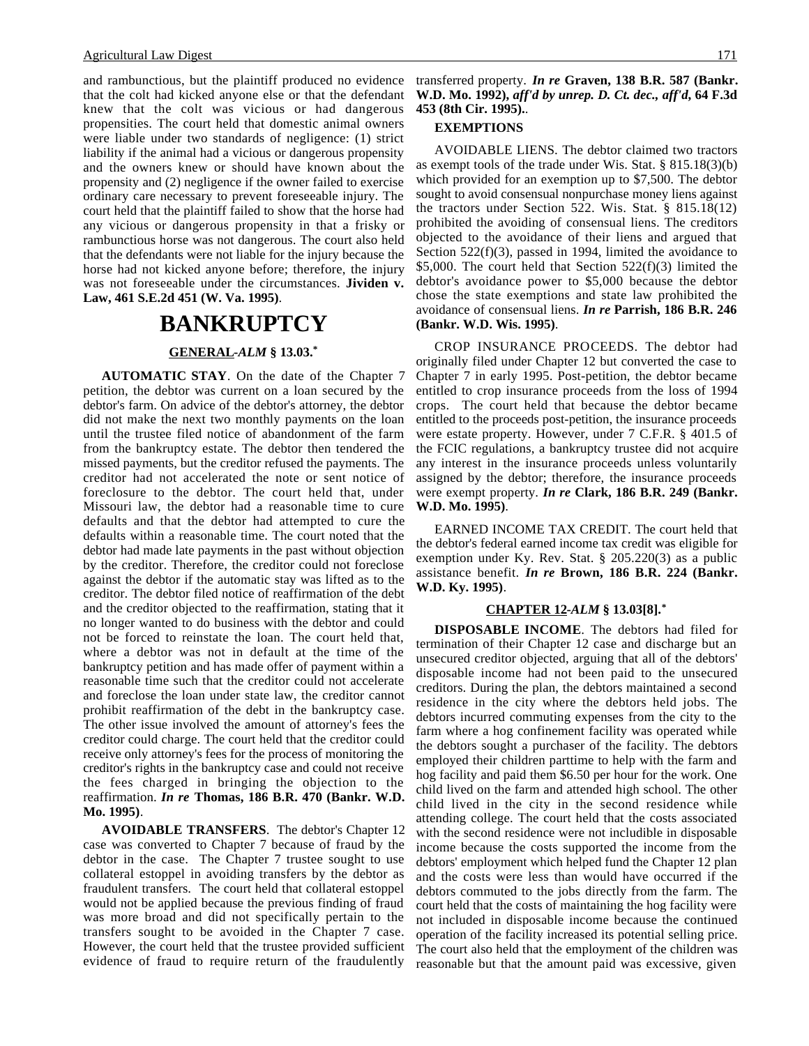and rambunctious, but the plaintiff produced no evidence that the colt had kicked anyone else or that the defendant knew that the colt was vicious or had dangerous propensities. The court held that domestic animal owners were liable under two standards of negligence: (1) strict liability if the animal had a vicious or dangerous propensity and the owners knew or should have known about the propensity and (2) negligence if the owner failed to exercise ordinary care necessary to prevent foreseeable injury. The court held that the plaintiff failed to show that the horse had any vicious or dangerous propensity in that a frisky or rambunctious horse was not dangerous. The court also held that the defendants were not liable for the injury because the horse had not kicked anyone before; therefore, the injury was not foreseeable under the circumstances. **Jividen v. Law, 461 S.E.2d 451 (W. Va. 1995)**.

# BANKRUPTCY

### GENERAL-*ALM* § 13.03.*

**AUTOMATIC STAY**. On the date of the Chapter 7 petition, the debtor was current on a loan secured by the debtor's farm. On advice of the debtor's attorney, the debtor did not make the next two monthly payments on the loan until the trustee filed notice of abandonment of the farm from the bankruptcy estate. The debtor then tendered the missed payments, but the creditor refused the payments. The creditor had not accelerated the note or sent notice of foreclosure to the debtor. The court held that, under Missouri law, the debtor had a reasonable time to cure defaults and that the debtor had attempted to cure the defaults within a reasonable time. The court noted that the debtor had made late payments in the past without objection by the creditor. Therefore, the creditor could not foreclose against the debtor if the automatic stay was lifted as to the creditor. The debtor filed notice of reaffirmation of the debt and the creditor objected to the reaffirmation, stating that it no longer wanted to do business with the debtor and could not be forced to reinstate the loan. The court held that, where a debtor was not in default at the time of the bankruptcy petition and has made offer of payment within a reasonable time such that the creditor could not accelerate and foreclose the loan under state law, the creditor cannot prohibit reaffirmation of the debt in the bankruptcy case. The other issue involved the amount of attorney's fees the creditor could charge. The court held that the creditor could receive only attorney's fees for the process of monitoring the creditor's rights in the bankruptcy case and could not receive the fees charged in bringing the objection to the reaffirmation. ***In re* Thomas, 186 B.R. 470 (Bankr. W.D. Mo. 1995)**.

**AVOIDABLE TRANSFERS**. The debtor's Chapter 12 case was converted to Chapter 7 because of fraud by the debtor in the case. The Chapter 7 trustee sought to use collateral estoppel in avoiding transfers by the debtor as fraudulent transfers. The court held that collateral estoppel would not be applied because the previous finding of fraud was more broad and did not specifically pertain to the transfers sought to be avoided in the Chapter 7 case. However, the court held that the trustee provided sufficient evidence of fraud to require return of the fraudulently transferred property. ***In re* Graven, 138 B.R. 587 (Bankr. W.D. Mo. 1992), *aff'd by unrep. D. Ct. dec., aff'd*, 64 F.3d 453 (8th Cir. 1995).**.

#### EXEMPTIONS

AVOIDABLE LIENS. The debtor claimed two tractors as exempt tools of the trade under Wis. Stat. § 815.18(3)(b) which provided for an exemption up to $7,500. The debtor sought to avoid consensual nonpurchase money liens against the tractors under Section 522. Wis. Stat. § 815.18(12) prohibited the avoiding of consensual liens. The creditors objected to the avoidance of their liens and argued that Section 522(f)(3), passed in 1994, limited the avoidance to $5,000. The court held that Section 522(f)(3) limited the debtor's avoidance power to $5,000 because the debtor chose the state exemptions and state law prohibited the avoidance of consensual liens. ***In re* Parrish, 186 B.R. 246 (Bankr. W.D. Wis. 1995)**.

CROP INSURANCE PROCEEDS. The debtor had originally filed under Chapter 12 but converted the case to Chapter 7 in early 1995. Post-petition, the debtor became entitled to crop insurance proceeds from the loss of 1994 crops. The court held that because the debtor became entitled to the proceeds post-petition, the insurance proceeds were estate property. However, under 7 C.F.R. § 401.5 of the FCIC regulations, a bankruptcy trustee did not acquire any interest in the insurance proceeds unless voluntarily assigned by the debtor; therefore, the insurance proceeds were exempt property. ***In re* Clark, 186 B.R. 249 (Bankr. W.D. Mo. 1995)**.

EARNED INCOME TAX CREDIT. The court held that the debtor's federal earned income tax credit was eligible for exemption under Ky. Rev. Stat. § 205.220(3) as a public assistance benefit. ***In re* Brown, 186 B.R. 224 (Bankr. W.D. Ky. 1995)**.

### CHAPTER 12-*ALM* § 13.03[8].*

**DISPOSABLE INCOME**. The debtors had filed for termination of their Chapter 12 case and discharge but an unsecured creditor objected, arguing that all of the debtors' disposable income had not been paid to the unsecured creditors. During the plan, the debtors maintained a second residence in the city where the debtors held jobs. The debtors incurred commuting expenses from the city to the farm where a hog confinement facility was operated while the debtors sought a purchaser of the facility. The debtors employed their children parttime to help with the farm and hog facility and paid them $6.50 per hour for the work. One child lived on the farm and attended high school. The other child lived in the city in the second residence while attending college. The court held that the costs associated with the second residence were not includible in disposable income because the costs supported the income from the debtors' employment which helped fund the Chapter 12 plan and the costs were less than would have occurred if the debtors commuted to the jobs directly from the farm. The court held that the costs of maintaining the hog facility were not included in disposable income because the continued operation of the facility increased its potential selling price. The court also held that the employment of the children was reasonable but that the amount paid was excessive, given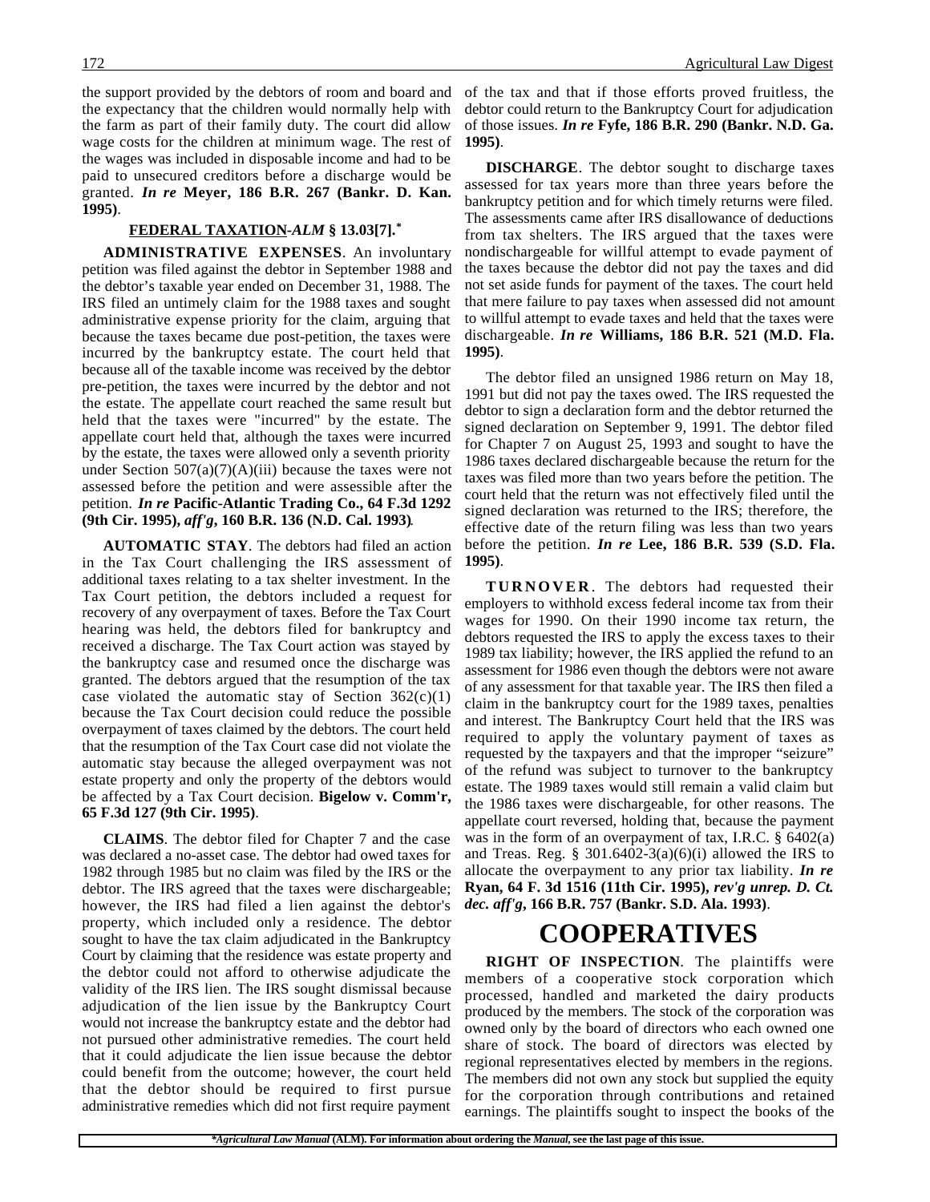the support provided by the debtors of room and board and the expectancy that the children would normally help with the farm as part of their family duty. The court did allow wage costs for the children at minimum wage. The rest of the wages was included in disposable income and had to be paid to unsecured creditors before a discharge would be granted. ***In re* Meyer, 186 B.R. 267 (Bankr. D. Kan. 1995)**.

### FEDERAL TAXATION-*ALM* § 13.03[7].*

**ADMINISTRATIVE EXPENSES**. An involuntary petition was filed against the debtor in September 1988 and the debtor's taxable year ended on December 31, 1988. The IRS filed an untimely claim for the 1988 taxes and sought administrative expense priority for the claim, arguing that because the taxes became due post-petition, the taxes were incurred by the bankruptcy estate. The court held that because all of the taxable income was received by the debtor pre-petition, the taxes were incurred by the debtor and not the estate. The appellate court reached the same result but held that the taxes were "incurred" by the estate. The appellate court held that, although the taxes were incurred by the estate, the taxes were allowed only a seventh priority under Section 507(a)(7)(A)(iii) because the taxes were not assessed before the petition and were assessible after the petition. ***In re* Pacific-Atlantic Trading Co., 64 F.3d 1292 (9th Cir. 1995), *aff'g*, 160 B.R. 136 (N.D. Cal. 1993)**.

**AUTOMATIC STAY**. The debtors had filed an action in the Tax Court challenging the IRS assessment of additional taxes relating to a tax shelter investment. In the Tax Court petition, the debtors included a request for recovery of any overpayment of taxes. Before the Tax Court hearing was held, the debtors filed for bankruptcy and received a discharge. The Tax Court action was stayed by the bankruptcy case and resumed once the discharge was granted. The debtors argued that the resumption of the tax case violated the automatic stay of Section 362(c)(1) because the Tax Court decision could reduce the possible overpayment of taxes claimed by the debtors. The court held that the resumption of the Tax Court case did not violate the automatic stay because the alleged overpayment was not estate property and only the property of the debtors would be affected by a Tax Court decision. **Bigelow v. Comm'r, 65 F.3d 127 (9th Cir. 1995)**.

**CLAIMS**. The debtor filed for Chapter 7 and the case was declared a no-asset case. The debtor had owed taxes for 1982 through 1985 but no claim was filed by the IRS or the debtor. The IRS agreed that the taxes were dischargeable; however, the IRS had filed a lien against the debtor's property, which included only a residence. The debtor sought to have the tax claim adjudicated in the Bankruptcy Court by claiming that the residence was estate property and the debtor could not afford to otherwise adjudicate the validity of the IRS lien. The IRS sought dismissal because adjudication of the lien issue by the Bankruptcy Court would not increase the bankruptcy estate and the debtor had not pursued other administrative remedies. The court held that it could adjudicate the lien issue because the debtor could benefit from the outcome; however, the court held that the debtor should be required to first pursue administrative remedies which did not first require payment of the tax and that if those efforts proved fruitless, the debtor could return to the Bankruptcy Court for adjudication of those issues. ***In re* Fyfe, 186 B.R. 290 (Bankr. N.D. Ga. 1995)**.

**DISCHARGE**. The debtor sought to discharge taxes assessed for tax years more than three years before the bankruptcy petition and for which timely returns were filed. The assessments came after IRS disallowance of deductions from tax shelters. The IRS argued that the taxes were nondischargeable for willful attempt to evade payment of the taxes because the debtor did not pay the taxes and did not set aside funds for payment of the taxes. The court held that mere failure to pay taxes when assessed did not amount to willful attempt to evade taxes and held that the taxes were dischargeable. ***In re* Williams, 186 B.R. 521 (M.D. Fla. 1995)**.

The debtor filed an unsigned 1986 return on May 18, 1991 but did not pay the taxes owed. The IRS requested the debtor to sign a declaration form and the debtor returned the signed declaration on September 9, 1991. The debtor filed for Chapter 7 on August 25, 1993 and sought to have the 1986 taxes declared dischargeable because the return for the taxes was filed more than two years before the petition. The court held that the return was not effectively filed until the signed declaration was returned to the IRS; therefore, the effective date of the return filing was less than two years before the petition. ***In re* Lee, 186 B.R. 539 (S.D. Fla. 1995)**.

**TURNOVER**. The debtors had requested their employers to withhold excess federal income tax from their wages for 1990. On their 1990 income tax return, the debtors requested the IRS to apply the excess taxes to their 1989 tax liability; however, the IRS applied the refund to an assessment for 1986 even though the debtors were not aware of any assessment for that taxable year. The IRS then filed a claim in the bankruptcy court for the 1989 taxes, penalties and interest. The Bankruptcy Court held that the IRS was required to apply the voluntary payment of taxes as requested by the taxpayers and that the improper "seizure" of the refund was subject to turnover to the bankruptcy estate. The 1989 taxes would still remain a valid claim but the 1986 taxes were dischargeable, for other reasons. The appellate court reversed, holding that, because the payment was in the form of an overpayment of tax, I.R.C. § 6402(a) and Treas. Reg. § 301.6402-3(a)(6)(i) allowed the IRS to allocate the overpayment to any prior tax liability. ***In re* Ryan, 64 F. 3d 1516 (11th Cir. 1995), *rev'g unrep. D. Ct. dec. aff'g*, 166 B.R. 757 (Bankr. S.D. Ala. 1993)**.

# COOPERATIVES

**RIGHT OF INSPECTION**. The plaintiffs were members of a cooperative stock corporation which processed, handled and marketed the dairy products produced by the members. The stock of the corporation was owned only by the board of directors who each owned one share of stock. The board of directors was elected by regional representatives elected by members in the regions. The members did not own any stock but supplied the equity for the corporation through contributions and retained earnings. The plaintiffs sought to inspect the books of the

*Agricultural Law Manual (ALM). For information about ordering the Manual, see the last page of this issue.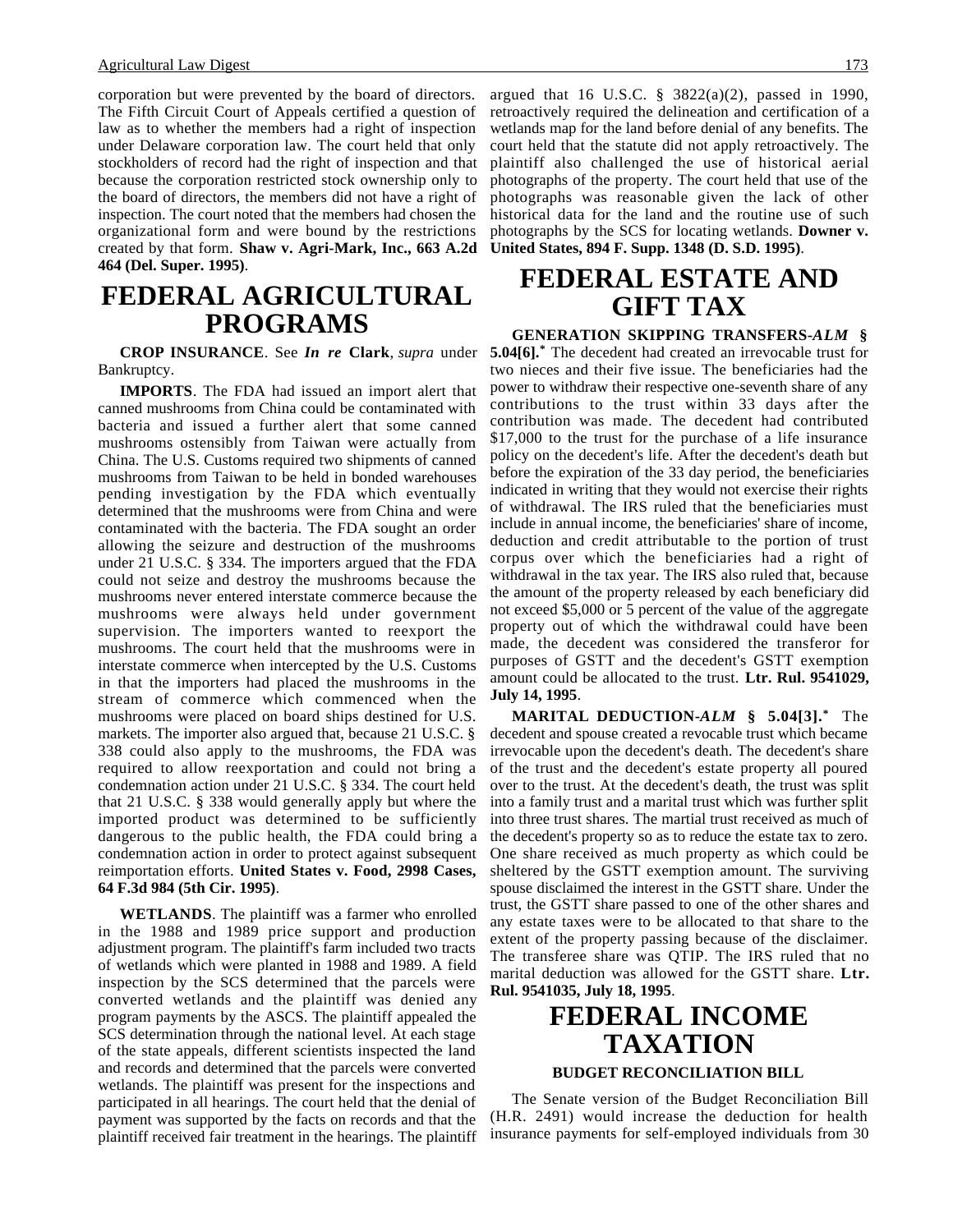corporation but were prevented by the board of directors. The Fifth Circuit Court of Appeals certified a question of law as to whether the members had a right of inspection under Delaware corporation law. The court held that only stockholders of record had the right of inspection and that because the corporation restricted stock ownership only to the board of directors, the members did not have a right of inspection. The court noted that the members had chosen the organizational form and were bound by the restrictions created by that form. **Shaw v. Agri-Mark, Inc., 663 A.2d 464 (Del. Super. 1995)**.

# FEDERAL AGRICULTURAL PROGRAMS

**CROP INSURANCE**. See ***In re* Clark**, *supra* under Bankruptcy.

**IMPORTS**. The FDA had issued an import alert that canned mushrooms from China could be contaminated with bacteria and issued a further alert that some canned mushrooms ostensibly from Taiwan were actually from China. The U.S. Customs required two shipments of canned mushrooms from Taiwan to be held in bonded warehouses pending investigation by the FDA which eventually determined that the mushrooms were from China and were contaminated with the bacteria. The FDA sought an order allowing the seizure and destruction of the mushrooms under 21 U.S.C. § 334. The importers argued that the FDA could not seize and destroy the mushrooms because the mushrooms never entered interstate commerce because the mushrooms were always held under government supervision. The importers wanted to reexport the mushrooms. The court held that the mushrooms were in interstate commerce when intercepted by the U.S. Customs in that the importers had placed the mushrooms in the stream of commerce which commenced when the mushrooms were placed on board ships destined for U.S. markets. The importer also argued that, because 21 U.S.C. § 338 could also apply to the mushrooms, the FDA was required to allow reexportation and could not bring a condemnation action under 21 U.S.C. § 334. The court held that 21 U.S.C. § 338 would generally apply but where the imported product was determined to be sufficiently dangerous to the public health, the FDA could bring a condemnation action in order to protect against subsequent reimportation efforts. **United States v. Food, 2998 Cases, 64 F.3d 984 (5th Cir. 1995)**.

**WETLANDS**. The plaintiff was a farmer who enrolled in the 1988 and 1989 price support and production adjustment program. The plaintiff's farm included two tracts of wetlands which were planted in 1988 and 1989. A field inspection by the SCS determined that the parcels were converted wetlands and the plaintiff was denied any program payments by the ASCS. The plaintiff appealed the SCS determination through the national level. At each stage of the state appeals, different scientists inspected the land and records and determined that the parcels were converted wetlands. The plaintiff was present for the inspections and participated in all hearings. The court held that the denial of payment was supported by the facts on records and that the plaintiff received fair treatment in the hearings. The plaintiff argued that 16 U.S.C. § 3822(a)(2), passed in 1990, retroactively required the delineation and certification of a wetlands map for the land before denial of any benefits. The court held that the statute did not apply retroactively. The plaintiff also challenged the use of historical aerial photographs of the property. The court held that use of the photographs was reasonable given the lack of other historical data for the land and the routine use of such photographs by the SCS for locating wetlands. **Downer v. United States, 894 F. Supp. 1348 (D. S.D. 1995)**.

# FEDERAL ESTATE AND GIFT TAX

**GENERATION SKIPPING TRANSFERS-*ALM* § 5.04[6].*** The decedent had created an irrevocable trust for two nieces and their five issue. The beneficiaries had the power to withdraw their respective one-seventh share of any contributions to the trust within 33 days after the contribution was made. The decedent had contributed $17,000 to the trust for the purchase of a life insurance policy on the decedent's life. After the decedent's death but before the expiration of the 33 day period, the beneficiaries indicated in writing that they would not exercise their rights of withdrawal. The IRS ruled that the beneficiaries must include in annual income, the beneficiaries' share of income, deduction and credit attributable to the portion of trust corpus over which the beneficiaries had a right of withdrawal in the tax year. The IRS also ruled that, because the amount of the property released by each beneficiary did not exceed $5,000 or 5 percent of the value of the aggregate property out of which the withdrawal could have been made, the decedent was considered the transferor for purposes of GSTT and the decedent's GSTT exemption amount could be allocated to the trust. **Ltr. Rul. 9541029, July 14, 1995**.

**MARITAL DEDUCTION-*ALM* § 5.04[3].*** The decedent and spouse created a revocable trust which became irrevocable upon the decedent's death. The decedent's share of the trust and the decedent's estate property all poured over to the trust. At the decedent's death, the trust was split into a family trust and a marital trust which was further split into three trust shares. The martial trust received as much of the decedent's property so as to reduce the estate tax to zero. One share received as much property as which could be sheltered by the GSTT exemption amount. The surviving spouse disclaimed the interest in the GSTT share. Under the trust, the GSTT share passed to one of the other shares and any estate taxes were to be allocated to that share to the extent of the property passing because of the disclaimer. The transferee share was QTIP. The IRS ruled that no marital deduction was allowed for the GSTT share. **Ltr. Rul. 9541035, July 18, 1995**.

# FEDERAL INCOME TAXATION

### BUDGET RECONCILIATION BILL

The Senate version of the Budget Reconciliation Bill (H.R. 2491) would increase the deduction for health insurance payments for self-employed individuals from 30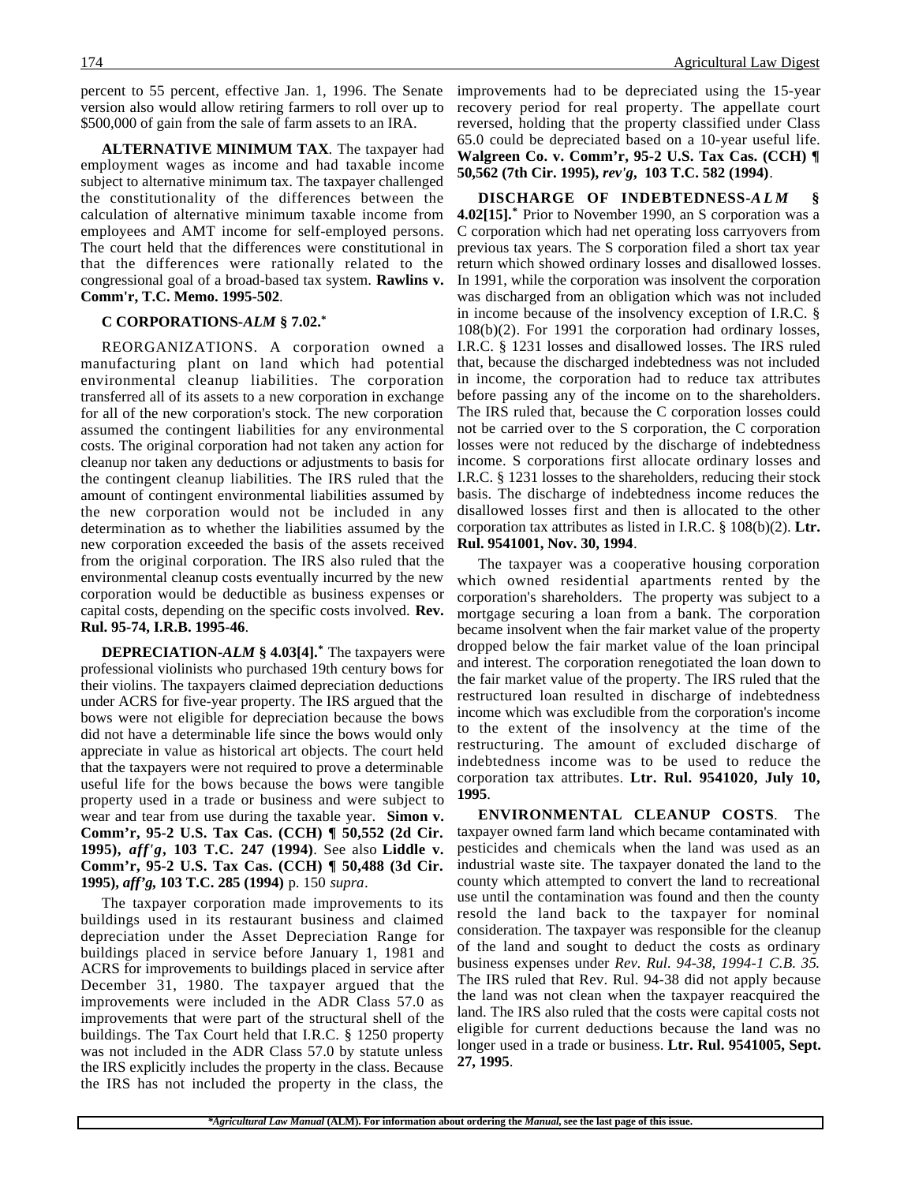percent to 55 percent, effective Jan. 1, 1996. The Senate version also would allow retiring farmers to roll over up to $500,000 of gain from the sale of farm assets to an IRA.

**ALTERNATIVE MINIMUM TAX**. The taxpayer had employment wages as income and had taxable income subject to alternative minimum tax. The taxpayer challenged the constitutionality of the differences between the calculation of alternative minimum taxable income from employees and AMT income for self-employed persons. The court held that the differences were constitutional in that the differences were rationally related to the congressional goal of a broad-based tax system. **Rawlins v. Comm'r, T.C. Memo. 1995-502**.

**C CORPORATIONS-*ALM* § 7.02.***

REORGANIZATIONS. A corporation owned a manufacturing plant on land which had potential environmental cleanup liabilities. The corporation transferred all of its assets to a new corporation in exchange for all of the new corporation's stock. The new corporation assumed the contingent liabilities for any environmental costs. The original corporation had not taken any action for cleanup nor taken any deductions or adjustments to basis for the contingent cleanup liabilities. The IRS ruled that the amount of contingent environmental liabilities assumed by the new corporation would not be included in any determination as to whether the liabilities assumed by the new corporation exceeded the basis of the assets received from the original corporation. The IRS also ruled that the environmental cleanup costs eventually incurred by the new corporation would be deductible as business expenses or capital costs, depending on the specific costs involved. **Rev. Rul. 95-74, I.R.B. 1995-46**.

**DEPRECIATION-*ALM* § 4.03[4].*** The taxpayers were professional violinists who purchased 19th century bows for their violins. The taxpayers claimed depreciation deductions under ACRS for five-year property. The IRS argued that the bows were not eligible for depreciation since the bows did not have a determinable life since the bows would only appreciate in value as historical art objects. The court held that the taxpayers were not required to prove a determinable useful life for the bows because the bows were tangible property used in a trade or business and were subject to wear and tear from use during the taxable year. **Simon v. Comm'r, 95-2 U.S. Tax Cas. (CCH) ¶ 50,552 (2d Cir. 1995), *aff'g*, 103 T.C. 247 (1994)**. See also **Liddle v. Comm'r, 95-2 U.S. Tax Cas. (CCH) ¶ 50,488 (3d Cir. 1995), *aff'g*, 103 T.C. 285 (1994)** p. 150 *supra*.

The taxpayer corporation made improvements to its buildings used in its restaurant business and claimed depreciation under the Asset Depreciation Range for buildings placed in service before January 1, 1981 and ACRS for improvements to buildings placed in service after December 31, 1980. The taxpayer argued that the improvements were included in the ADR Class 57.0 as improvements that were part of the structural shell of the buildings. The Tax Court held that I.R.C. § 1250 property was not included in the ADR Class 57.0 by statute unless the IRS explicitly includes the property in the class. Because the IRS has not included the property in the class, the improvements had to be depreciated using the 15-year recovery period for real property. The appellate court reversed, holding that the property classified under Class 65.0 could be depreciated based on a 10-year useful life. **Walgreen Co. v. Comm'r, 95-2 U.S. Tax Cas. (CCH) ¶ 50,562 (7th Cir. 1995), *rev'g*, 103 T.C. 582 (1994)**.

**DISCHARGE OF INDEBTEDNESS-*ALM* § 4.02[15].*** Prior to November 1990, an S corporation was a C corporation which had net operating loss carryovers from previous tax years. The S corporation filed a short tax year return which showed ordinary losses and disallowed losses. In 1991, while the corporation was insolvent the corporation was discharged from an obligation which was not included in income because of the insolvency exception of I.R.C. § 108(b)(2). For 1991 the corporation had ordinary losses, I.R.C. § 1231 losses and disallowed losses. The IRS ruled that, because the discharged indebtedness was not included in income, the corporation had to reduce tax attributes before passing any of the income on to the shareholders. The IRS ruled that, because the C corporation losses could not be carried over to the S corporation, the C corporation losses were not reduced by the discharge of indebtedness income. S corporations first allocate ordinary losses and I.R.C. § 1231 losses to the shareholders, reducing their stock basis. The discharge of indebtedness income reduces the disallowed losses first and then is allocated to the other corporation tax attributes as listed in I.R.C. § 108(b)(2). **Ltr. Rul. 9541001, Nov. 30, 1994**.

The taxpayer was a cooperative housing corporation which owned residential apartments rented by the corporation's shareholders. The property was subject to a mortgage securing a loan from a bank. The corporation became insolvent when the fair market value of the property dropped below the fair market value of the loan principal and interest. The corporation renegotiated the loan down to the fair market value of the property. The IRS ruled that the restructured loan resulted in discharge of indebtedness income which was excludible from the corporation's income to the extent of the insolvency at the time of the restructuring. The amount of excluded discharge of indebtedness income was to be used to reduce the corporation tax attributes. **Ltr. Rul. 9541020, July 10, 1995**.

**ENVIRONMENTAL CLEANUP COSTS**. The taxpayer owned farm land which became contaminated with pesticides and chemicals when the land was used as an industrial waste site. The taxpayer donated the land to the county which attempted to convert the land to recreational use until the contamination was found and then the county resold the land back to the taxpayer for nominal consideration. The taxpayer was responsible for the cleanup of the land and sought to deduct the costs as ordinary business expenses under *Rev. Rul. 94-38, 1994-1 C.B. 35.* The IRS ruled that Rev. Rul. 94-38 did not apply because the land was not clean when the taxpayer reacquired the land. The IRS also ruled that the costs were capital costs not eligible for current deductions because the land was no longer used in a trade or business. **Ltr. Rul. 9541005, Sept. 27, 1995**.

**Agricultural Law Manual* (ALM). For information about ordering the *Manual*, see the last page of this issue.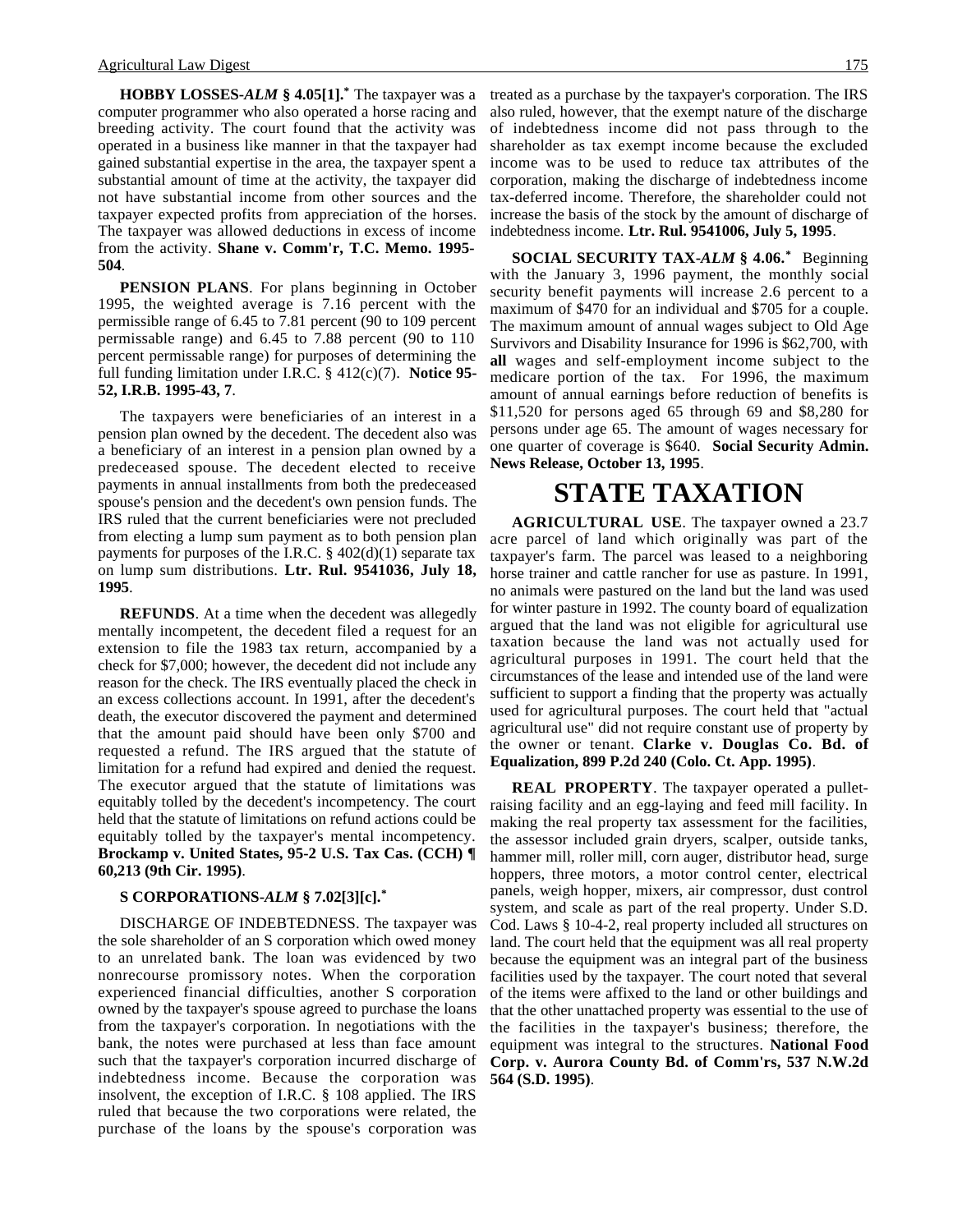**HOBBY LOSSES**-*ALM* **§ 4.05[1].*** The taxpayer was a computer programmer who also operated a horse racing and breeding activity. The court found that the activity was operated in a business like manner in that the taxpayer had gained substantial expertise in the area, the taxpayer spent a substantial amount of time at the activity, the taxpayer did not have substantial income from other sources and the taxpayer expected profits from appreciation of the horses. The taxpayer was allowed deductions in excess of income from the activity. **Shane v. Comm'r, T.C. Memo. 1995-504**.

**PENSION PLANS**. For plans beginning in October 1995, the weighted average is 7.16 percent with the permissible range of 6.45 to 7.81 percent (90 to 109 percent permissable range) and 6.45 to 7.88 percent (90 to 110 percent permissable range) for purposes of determining the full funding limitation under I.R.C. § 412(c)(7). **Notice 95-52, I.R.B. 1995-43, 7**.

The taxpayers were beneficiaries of an interest in a pension plan owned by the decedent. The decedent also was a beneficiary of an interest in a pension plan owned by a predeceased spouse. The decedent elected to receive payments in annual installments from both the predeceased spouse's pension and the decedent's own pension funds. The IRS ruled that the current beneficiaries were not precluded from electing a lump sum payment as to both pension plan payments for purposes of the I.R.C. § 402(d)(1) separate tax on lump sum distributions. **Ltr. Rul. 9541036, July 18, 1995**.

**REFUNDS**. At a time when the decedent was allegedly mentally incompetent, the decedent filed a request for an extension to file the 1983 tax return, accompanied by a check for $7,000; however, the decedent did not include any reason for the check. The IRS eventually placed the check in an excess collections account. In 1991, after the decedent's death, the executor discovered the payment and determined that the amount paid should have been only $700 and requested a refund. The IRS argued that the statute of limitation for a refund had expired and denied the request. The executor argued that the statute of limitations was equitably tolled by the decedent's incompetency. The court held that the statute of limitations on refund actions could be equitably tolled by the taxpayer's mental incompetency. **Brockamp v. United States, 95-2 U.S. Tax Cas. (CCH) ¶ 60,213 (9th Cir. 1995)**.

**S CORPORATIONS**-*ALM* **§ 7.02[3][c].***

DISCHARGE OF INDEBTEDNESS. The taxpayer was the sole shareholder of an S corporation which owed money to an unrelated bank. The loan was evidenced by two nonrecourse promissory notes. When the corporation experienced financial difficulties, another S corporation owned by the taxpayer's spouse agreed to purchase the loans from the taxpayer's corporation. In negotiations with the bank, the notes were purchased at less than face amount such that the taxpayer's corporation incurred discharge of indebtedness income. Because the corporation was insolvent, the exception of I.R.C. § 108 applied. The IRS ruled that because the two corporations were related, the purchase of the loans by the spouse's corporation was treated as a purchase by the taxpayer's corporation. The IRS also ruled, however, that the exempt nature of the discharge of indebtedness income did not pass through to the shareholder as tax exempt income because the excluded income was to be used to reduce tax attributes of the corporation, making the discharge of indebtedness income tax-deferred income. Therefore, the shareholder could not increase the basis of the stock by the amount of discharge of indebtedness income. **Ltr. Rul. 9541006, July 5, 1995**.

**SOCIAL SECURITY TAX**-*ALM* **§ 4.06.*** Beginning with the January 3, 1996 payment, the monthly social security benefit payments will increase 2.6 percent to a maximum of $470 for an individual and $705 for a couple. The maximum amount of annual wages subject to Old Age Survivors and Disability Insurance for 1996 is $62,700, with **all** wages and self-employment income subject to the medicare portion of the tax. For 1996, the maximum amount of annual earnings before reduction of benefits is $11,520 for persons aged 65 through 69 and $8,280 for persons under age 65. The amount of wages necessary for one quarter of coverage is $640. **Social Security Admin. News Release, October 13, 1995**.

# STATE TAXATION

**AGRICULTURAL USE**. The taxpayer owned a 23.7 acre parcel of land which originally was part of the taxpayer's farm. The parcel was leased to a neighboring horse trainer and cattle rancher for use as pasture. In 1991, no animals were pastured on the land but the land was used for winter pasture in 1992. The county board of equalization argued that the land was not eligible for agricultural use taxation because the land was not actually used for agricultural purposes in 1991. The court held that the circumstances of the lease and intended use of the land were sufficient to support a finding that the property was actually used for agricultural purposes. The court held that "actual agricultural use" did not require constant use of property by the owner or tenant. **Clarke v. Douglas Co. Bd. of Equalization, 899 P.2d 240 (Colo. Ct. App. 1995)**.

**REAL PROPERTY**. The taxpayer operated a pullet-raising facility and an egg-laying and feed mill facility. In making the real property tax assessment for the facilities, the assessor included grain dryers, scalper, outside tanks, hammer mill, roller mill, corn auger, distributor head, surge hoppers, three motors, a motor control center, electrical panels, weigh hopper, mixers, air compressor, dust control system, and scale as part of the real property. Under S.D. Cod. Laws § 10-4-2, real property included all structures on land. The court held that the equipment was all real property because the equipment was an integral part of the business facilities used by the taxpayer. The court noted that several of the items were affixed to the land or other buildings and that the other unattached property was essential to the use of the facilities in the taxpayer's business; therefore, the equipment was integral to the structures. **National Food Corp. v. Aurora County Bd. of Comm'rs, 537 N.W.2d 564 (S.D. 1995)**.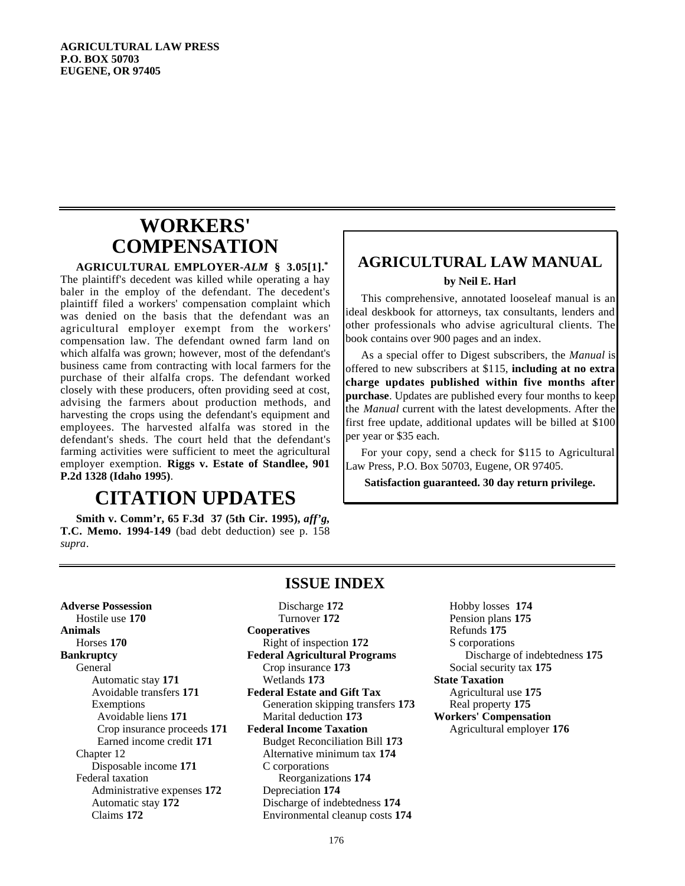AGRICULTURAL LAW PRESS
P.O. BOX 50703
EUGENE, OR 97405

# WORKERS' COMPENSATION

**AGRICULTURAL EMPLOYER**-*ALM* **§ 3.05[1].*** The plaintiff's decedent was killed while operating a hay baler in the employ of the defendant. The decedent's plaintiff filed a workers' compensation complaint which was denied on the basis that the defendant was an agricultural employer exempt from the workers' compensation law. The defendant owned farm land on which alfalfa was grown; however, most of the defendant's business came from contracting with local farmers for the purchase of their alfalfa crops. The defendant worked closely with these producers, often providing seed at cost, advising the farmers about production methods, and harvesting the crops using the defendant's equipment and employees. The harvested alfalfa was stored in the defendant's sheds. The court held that the defendant's farming activities were sufficient to meet the agricultural employer exemption. **Riggs v. Estate of Standlee, 901 P.2d 1328 (Idaho 1995)**.

# CITATION UPDATES

**Smith v. Comm'r, 65 F.3d 37 (5th Cir. 1995),** ***aff'g*****, T.C. Memo. 1994-149** (bad debt deduction) see p. 158 *supra*.

## AGRICULTURAL LAW MANUAL

**by Neil E. Harl**

This comprehensive, annotated looseleaf manual is an ideal deskbook for attorneys, tax consultants, lenders and other professionals who advise agricultural clients. The book contains over 900 pages and an index.

As a special offer to Digest subscribers, the *Manual* is offered to new subscribers at $115, **including at no extra charge updates published within five months after purchase**. Updates are published every four months to keep the *Manual* current with the latest developments. After the first free update, additional updates will be billed at $100 per year or $35 each.

For your copy, send a check for $115 to Agricultural Law Press, P.O. Box 50703, Eugene, OR 97405.

**Satisfaction guaranteed. 30 day return privilege.**

## ISSUE INDEX

**Adverse Possession**
- Hostile use **170**

**Animals**
- Horses **170**

**Bankruptcy**
- General
  - Automatic stay **171**
  - Avoidable transfers **171**
  - Exemptions
    - Avoidable liens **171**
    - Crop insurance proceeds **171**
    - Earned income credit **171**
- Chapter 12
  - Disposable income **171**
- Federal taxation
  - Administrative expenses **172**
  - Automatic stay **172**
  - Claims **172**
  - Discharge **172**
  - Turnover **172**

**Cooperatives**
- Right of inspection **172**

**Federal Agricultural Programs**
- Crop insurance **173**
- Wetlands **173**

**Federal Estate and Gift Tax**
- Generation skipping transfers **173**
- Marital deduction **173**

**Federal Income Taxation**
- Budget Reconciliation Bill **173**
- Alternative minimum tax **174**
- C corporations
  - Reorganizations **174**
- Depreciation **174**
- Discharge of indebtedness **174**
- Environmental cleanup costs **174**
- Hobby losses **174**
- Pension plans **175**
- Refunds **175**
- S corporations
  - Discharge of indebtedness **175**
- Social security tax **175**

**State Taxation**
- Agricultural use **175**
- Real property **175**

**Workers' Compensation**
- Agricultural employer **176**